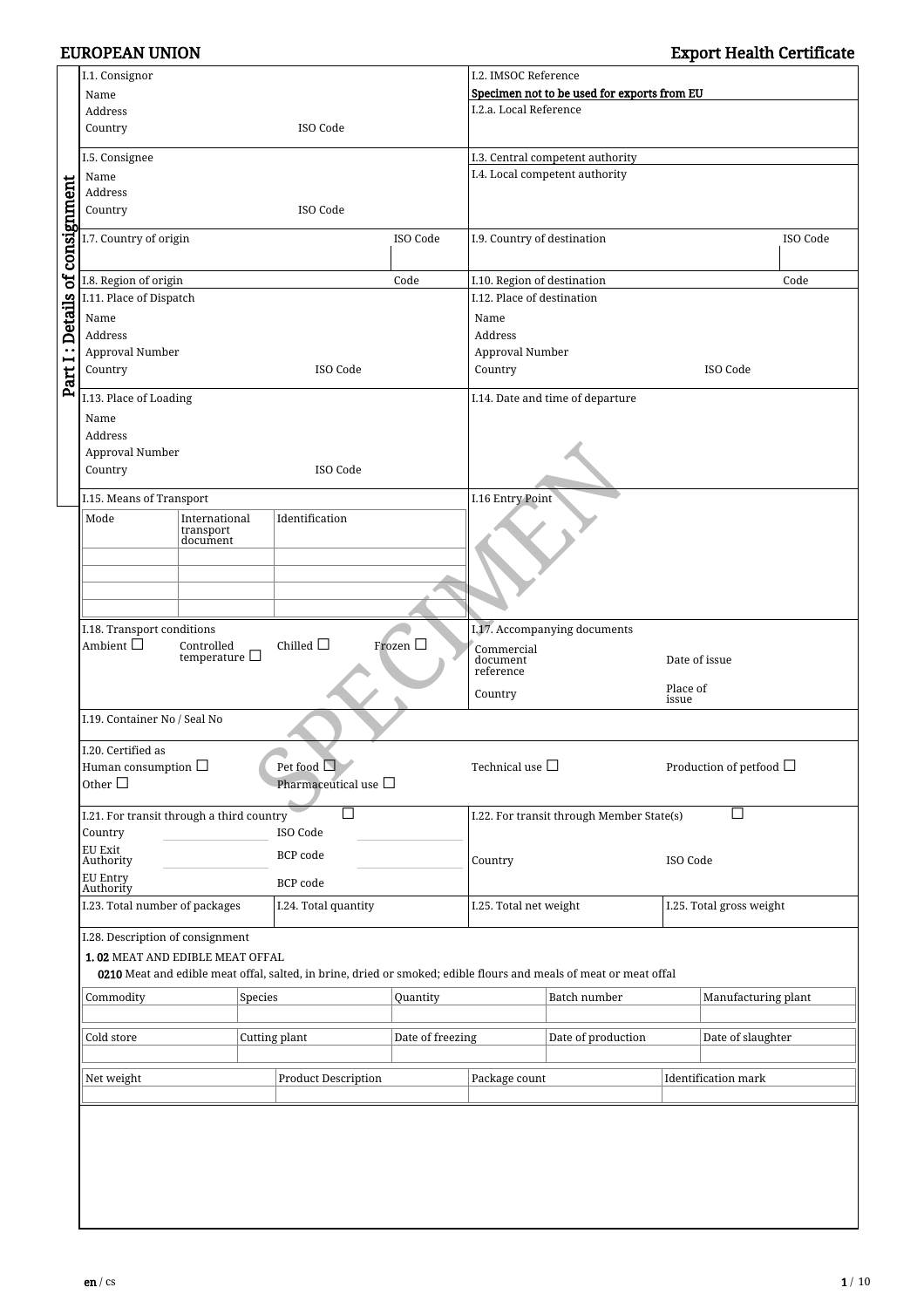# EUROPEAN UNION — Export Health Certificate

## Part I : Details of consignment

| | |
|---|---|
| I.1. Consignor<br>Name<br>Address<br>Country ISO Code | I.2. IMSOC Reference<br>Specimen not to be used for exports from EU<br>I.2.a. Local Reference |
| I.5. Consignee<br>Name<br>Address<br>Country ISO Code | I.3. Central competent authority<br>I.4. Local competent authority |
| I.7. Country of origin ISO Code | I.9. Country of destination ISO Code |
| I.8. Region of origin Code | I.10. Region of destination Code |
| I.11. Place of Dispatch<br>Name<br>Address<br>Approval Number<br>Country ISO Code | I.12. Place of destination<br>Name<br>Address<br>Approval Number<br>Country ISO Code |
| I.13. Place of Loading<br>Name<br>Address<br>Approval Number<br>Country ISO Code | I.14. Date and time of departure |
| I.15. Means of Transport | I.16 Entry Point |

| Mode | International transport document | Identification |
|---|---|---|
| | | |
| | | |
| | | |
| | | |

| | |
|---|---|
| I.18. Transport conditions<br>Ambient ☐ Controlled temperature ☐ Chilled ☐ Frozen ☐ | I.17. Accompanying documents<br>Commercial document reference / Date of issue<br>Country / Place of issue |
| I.19. Container No / Seal No | |
| I.20. Certified as<br>Human consumption ☐ Pet food ☐ Technical use ☐ Production of petfood ☐<br>Other ☐ Pharmaceutical use ☐ | |
| I.21. For transit through a third country ☐<br>Country / ISO Code<br>EU Exit Authority / BCP code<br>EU Entry Authority / BCP code | I.22. For transit through Member State(s) ☐<br>Country / ISO Code |
| I.23. Total number of packages / I.24. Total quantity | I.25. Total net weight / I.25. Total gross weight |

I.28. Description of consignment

**1. 02** MEAT AND EDIBLE MEAT OFFAL

**0210** Meat and edible meat offal, salted, in brine, dried or smoked; edible flours and meals of meat or meat offal

| Commodity | Species | Quantity | Batch number | Manufacturing plant |
|---|---|---|---|---|
| | | | | |

| Cold store | Cutting plant | Date of freezing | Date of production | Date of slaughter |
|---|---|---|---|---|
| | | | | |

| Net weight | Product Description | Package count | Identification mark |
|---|---|---|---|
| | | | |

SPECIMEN

en / cs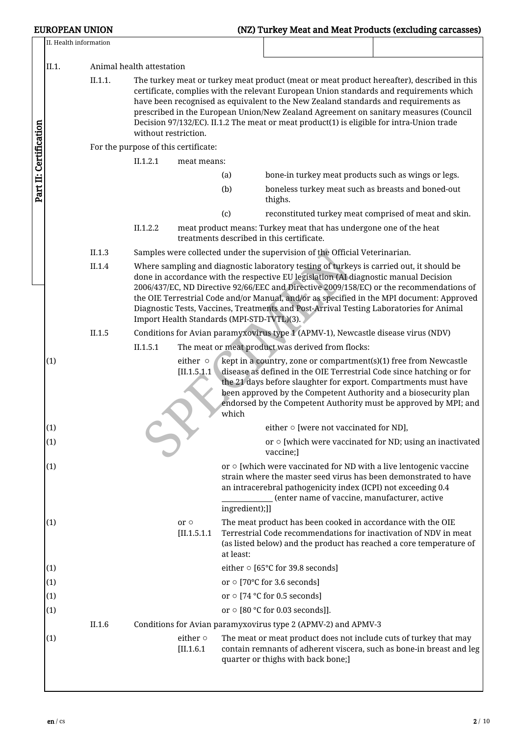II. Health information

Part II: Certification

II.1. Animal health attestation

II.1.1. The turkey meat or turkey meat product (meat or meat product hereafter), described in this certificate, complies with the relevant European Union standards and requirements which have been recognised as equivalent to the New Zealand standards and requirements as prescribed in the European Union/New Zealand Agreement on sanitary measures (Council Decision 97/132/EC). II.1.2 The meat or meat product(1) is eligible for intra-Union trade without restriction.

For the purpose of this certificate:

II.1.2.1 meat means:

(a) bone-in turkey meat products such as wings or legs.

(b) boneless turkey meat such as breasts and boned-out thighs.

(c) reconstituted turkey meat comprised of meat and skin.

II.1.2.2 meat product means: Turkey meat that has undergone one of the heat treatments described in this certificate.

II.1.3 Samples were collected under the supervision of the Official Veterinarian.

II.1.4 Where sampling and diagnostic laboratory testing of turkeys is carried out, it should be done in accordance with the respective EU legislation (AI diagnostic manual Decision 2006/437/EC, ND Directive 92/66/EEC and Directive 2009/158/EC) or the recommendations of the OIE Terrestrial Code and/or Manual, and/or as specified in the MPI document: Approved Diagnostic Tests, Vaccines, Treatments and Post-Arrival Testing Laboratories for Animal Import Health Standards (MPI-STD-TVTL)(3).

II.1.5 Conditions for Avian paramyxovirus type 1 (APMV-1), Newcastle disease virus (NDV)

II.1.5.1 The meat or meat product was derived from flocks:

(1) either ○ [II.1.5.1.1 kept in a country, zone or compartment(s)(1) free from Newcastle disease as defined in the OIE Terrestrial Code since hatching or for the 21 days before slaughter for export. Compartments must have been approved by the Competent Authority and a biosecurity plan endorsed by the Competent Authority must be approved by MPI; and which

(1) either ○ [were not vaccinated for ND],

(1) or ○ [which were vaccinated for ND; using an inactivated vaccine;]

(1) or ○ [which were vaccinated for ND with a live lentogenic vaccine strain where the master seed virus has been demonstrated to have an intracerebral pathogenicity index (ICPI) not exceeding 0.4 ______________ (enter name of vaccine, manufacturer, active ingredient);]]

(1) or ○ [II.1.5.1.1 The meat product has been cooked in accordance with the OIE Terrestrial Code recommendations for inactivation of NDV in meat (as listed below) and the product has reached a core temperature of at least:

(1) either ○ [65°C for 39.8 seconds]

(1) or ○ [70°C for 3.6 seconds]

(1) or ○ [74 °C for 0.5 seconds]

(1) or ○ [80 °C for 0.03 seconds]].

II.1.6 Conditions for Avian paramyxovirus type 2 (APMV-2) and APMV-3

(1) either ○ [II.1.6.1 The meat or meat product does not include cuts of turkey that may contain remnants of adherent viscera, such as bone-in breast and leg quarter or thighs with back bone;]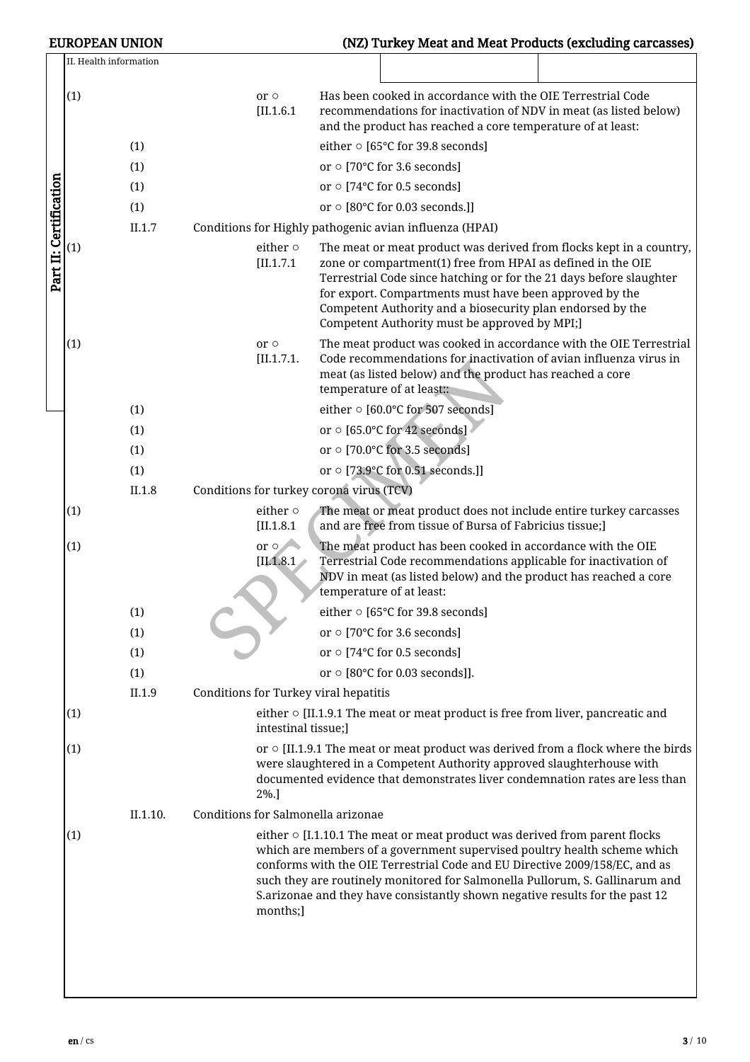II. Health information

Part II: Certification

(1) or ○ [II.1.6.1 Has been cooked in accordance with the OIE Terrestrial Code recommendations for inactivation of NDV in meat (as listed below) and the product has reached a core temperature of at least:

- (1) either ○ [65°C for 39.8 seconds]
- (1) or ○ [70°C for 3.6 seconds]
- (1) or ○ [74°C for 0.5 seconds]
- (1) or ○ [80°C for 0.03 seconds.]]

II.1.7 Conditions for Highly pathogenic avian influenza (HPAI)

(1) either ○ [II.1.7.1 The meat or meat product was derived from flocks kept in a country, zone or compartment(1) free from HPAI as defined in the OIE Terrestrial Code since hatching or for the 21 days before slaughter for export. Compartments must have been approved by the Competent Authority and a biosecurity plan endorsed by the Competent Authority must be approved by MPI;]

(1) or ○ [II.1.7.1. The meat product was cooked in accordance with the OIE Terrestrial Code recommendations for inactivation of avian influenza virus in meat (as listed below) and the product has reached a core temperature of at least::

- (1) either ○ [60.0°C for 507 seconds]
- (1) or ○ [65.0°C for 42 seconds]
- (1) or ○ [70.0°C for 3.5 seconds]
- (1) or ○ [73.9°C for 0.51 seconds.]]

II.1.8 Conditions for turkey corona virus (TCV)

(1) either ○ [II.1.8.1 The meat or meat product does not include entire turkey carcasses and are free from tissue of Bursa of Fabricius tissue;]

(1) or ○ [II.1.8.1 The meat product has been cooked in accordance with the OIE Terrestrial Code recommendations applicable for inactivation of NDV in meat (as listed below) and the product has reached a core temperature of at least:

- (1) either ○ [65°C for 39.8 seconds]
- (1) or ○ [70°C for 3.6 seconds]
- (1) or ○ [74°C for 0.5 seconds]
- (1) or ○ [80°C for 0.03 seconds]].

II.1.9 Conditions for Turkey viral hepatitis

(1) either ○ [II.1.9.1 The meat or meat product is free from liver, pancreatic and intestinal tissue;]

(1) or ○ [II.1.9.1 The meat or meat product was derived from a flock where the birds were slaughtered in a Competent Authority approved slaughterhouse with documented evidence that demonstrates liver condemnation rates are less than 2%.]

II.1.10. Conditions for Salmonella arizonae

(1) either ○ [I.1.10.1 The meat or meat product was derived from parent flocks which are members of a government supervised poultry health scheme which conforms with the OIE Terrestrial Code and EU Directive 2009/158/EC, and as such they are routinely monitored for Salmonella Pullorum, S. Gallinarum and S.arizonae and they have consistantly shown negative results for the past 12 months;]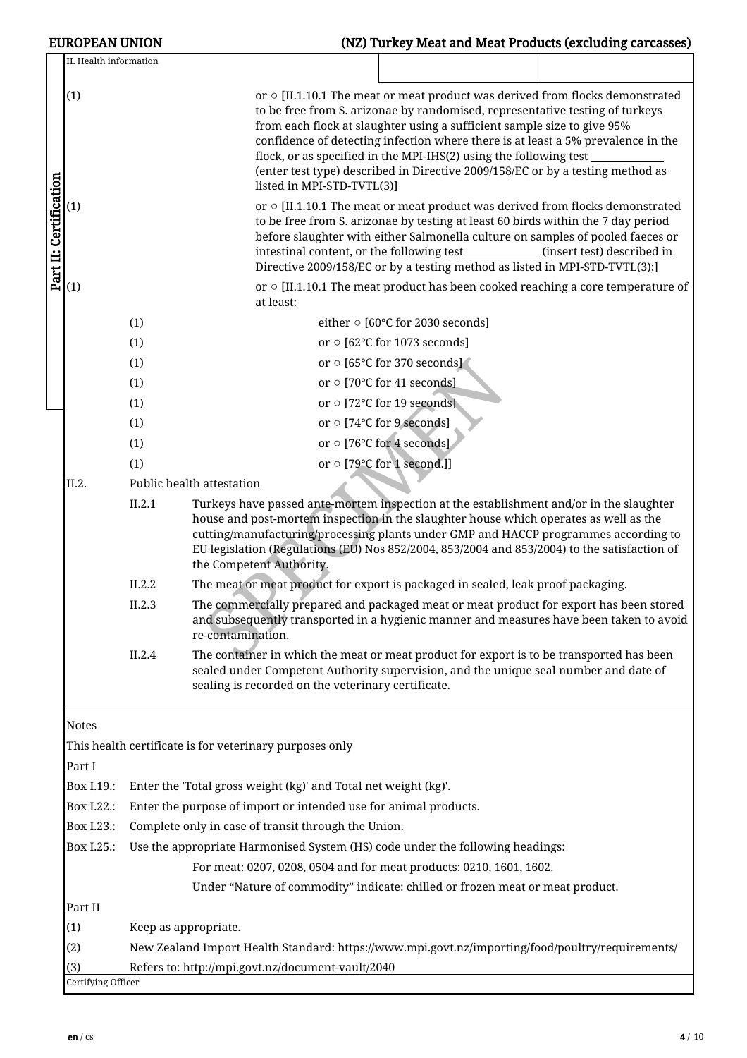II. Health information

(1) or ○ [II.1.10.1 The meat or meat product was derived from flocks demonstrated to be free from S. arizonae by randomised, representative testing of turkeys from each flock at slaughter using a sufficient sample size to give 95% confidence of detecting infection where there is at least a 5% prevalence in the flock, or as specified in the MPI-IHS(2) using the following test ____________ (enter test type) described in Directive 2009/158/EC or by a testing method as listed in MPI-STD-TVTL(3)]

(1) or ○ [II.1.10.1 The meat or meat product was derived from flocks demonstrated to be free from S. arizonae by testing at least 60 birds within the 7 day period before slaughter with either Salmonella culture on samples of pooled faeces or intestinal content, or the following test ____________ (insert test) described in Directive 2009/158/EC or by a testing method as listed in MPI-STD-TVTL(3);]

(1) or ○ [II.1.10.1 The meat product has been cooked reaching a core temperature of at least:

- (1) either ○ [60°C for 2030 seconds]
- (1) or ○ [62°C for 1073 seconds]
- (1) or ○ [65°C for 370 seconds]
- (1) or ○ [70°C for 41 seconds]
- (1) or ○ [72°C for 19 seconds]
- (1) or ○ [74°C for 9 seconds]
- (1) or ○ [76°C for 4 seconds]
- (1) or ○ [79°C for 1 second.]]

II.2. Public health attestation

II.2.1 Turkeys have passed ante-mortem inspection at the establishment and/or in the slaughter house and post-mortem inspection in the slaughter house which operates as well as the cutting/manufacturing/processing plants under GMP and HACCP programmes according to EU legislation (Regulations (EU) Nos 852/2004, 853/2004 and 853/2004) to the satisfaction of the Competent Authority.

II.2.2 The meat or meat product for export is packaged in sealed, leak proof packaging.

II.2.3 The commercially prepared and packaged meat or meat product for export has been stored and subsequently transported in a hygienic manner and measures have been taken to avoid re-contamination.

II.2.4 The container in which the meat or meat product for export is to be transported has been sealed under Competent Authority supervision, and the unique seal number and date of sealing is recorded on the veterinary certificate.

Notes

This health certificate is for veterinary purposes only

Part I

Box I.19.: Enter the 'Total gross weight (kg)' and Total net weight (kg)'.

Box I.22.: Enter the purpose of import or intended use for animal products.

Box I.23.: Complete only in case of transit through the Union.

Box I.25.: Use the appropriate Harmonised System (HS) code under the following headings:

For meat: 0207, 0208, 0504 and for meat products: 0210, 1601, 1602.

Under "Nature of commodity" indicate: chilled or frozen meat or meat product.

Part II

(1) Keep as appropriate.

(2) New Zealand Import Health Standard: https://www.mpi.govt.nz/importing/food/poultry/requirements/

(3) Refers to: http://mpi.govt.nz/document-vault/2040

Certifying Officer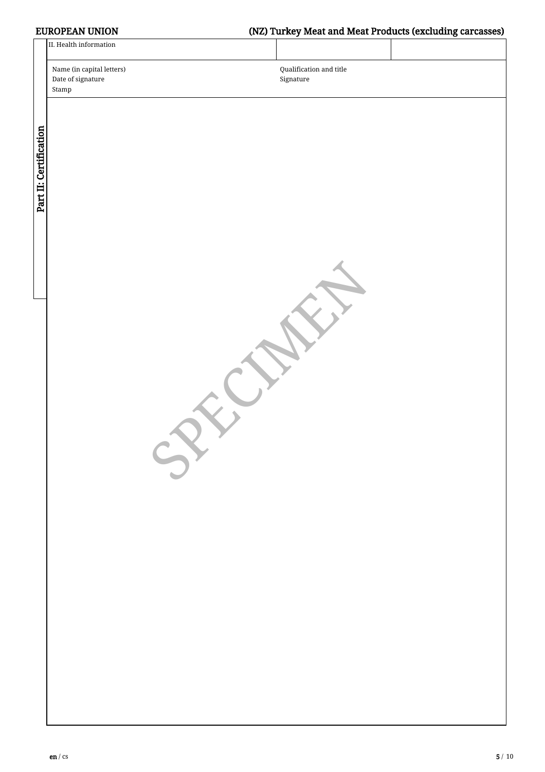| Part II: Certification | II. Health information | | |
|---|---|---|---|
| | Name (in capital letters)<br>Date of signature<br>Stamp | Qualification and title<br>Signature | |

SPECIMEN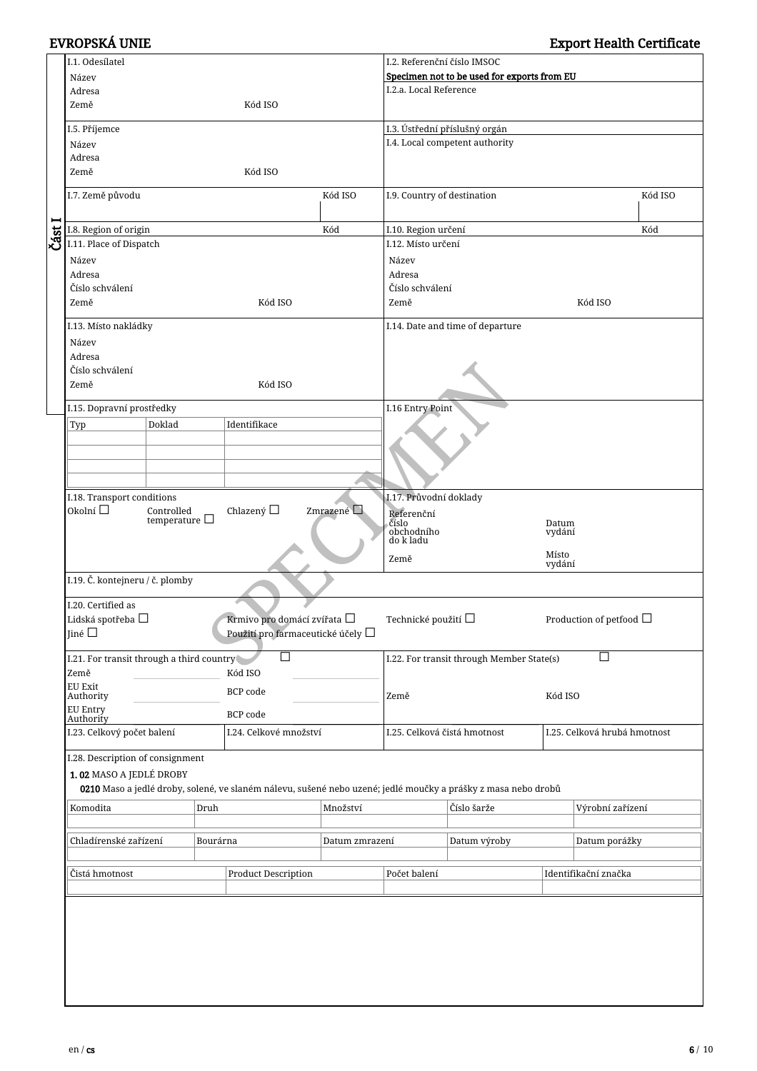EVROPSKÁ UNIE

Export Health Certificate

**Část I**

| I.1. Odesílatel | I.2. Referenční číslo IMSOC |
|---|---|
| Název | Specimen not to be used for exports from EU |
| Adresa | I.2.a. Local Reference |
| Země Kód ISO | |

| I.5. Příjemce | I.3. Ústřední příslušný orgán |
|---|---|
| Název | I.4. Local competent authority |
| Adresa | |
| Země Kód ISO | |

| I.7. Země původu | Kód ISO | I.9. Country of destination | Kód ISO |
|---|---|---|---|
| I.8. Region of origin | Kód | I.10. Region určení | Kód |

| I.11. Place of Dispatch | I.12. Místo určení |
|---|---|
| Název | Název |
| Adresa | Adresa |
| Číslo schválení | Číslo schválení |
| Země Kód ISO | Země Kód ISO |

| I.13. Místo nakládky | I.14. Date and time of departure |
|---|---|
| Název | |
| Adresa | |
| Číslo schválení | |
| Země Kód ISO | |

I.15. Dopravní prostředky

| Typ | Doklad | Identifikace |
|---|---|---|
| | | |
| | | |
| | | |
| | | |

I.16 Entry Point

I.18. Transport conditions

Okolní ☐ Controlled temperature ☐ Chlazený ☐ Zmrazené ☐

I.17. Průvodní doklady

Referenční číslo obchodního do k ladu | Datum vydání

Země | Místo vydání

I.19. Č. kontejneru / č. plomby

I.20. Certified as

Lidská spotřeba ☐ Krmivo pro domácí zvířata ☐ Technické použití ☐ Production of petfood ☐

Jiné ☐ Použití pro farmaceutické účely ☐

I.21. For transit through a third country ☐

Země | Kód ISO

EU Exit Authority | BCP code

EU Entry Authority | BCP code

I.22. For transit through Member State(s) ☐

Země | Kód ISO

| I.23. Celkový počet balení | I.24. Celkové množství | I.25. Celková čistá hmotnost | I.25. Celková hrubá hmotnost |
|---|---|---|---|

I.28. Description of consignment

**1. 02** MASO A JEDLÉ DROBY

**0210** Maso a jedlé droby, solené, ve slaném nálevu, sušené nebo uzené; jedlé moučky a prášky z masa nebo drobů

| Komodita | Druh | Množství | Číslo šarže | Výrobní zařízení |
|---|---|---|---|---|
| | | | | |

| Chladírenské zařízení | Bourárna | Datum zmrazení | Datum výroby | Datum porážky |
|---|---|---|---|---|
| | | | | |

| Čistá hmotnost | Product Description | Počet balení | Identifikační značka |
|---|---|---|---|
| | | | |

SPECIMEN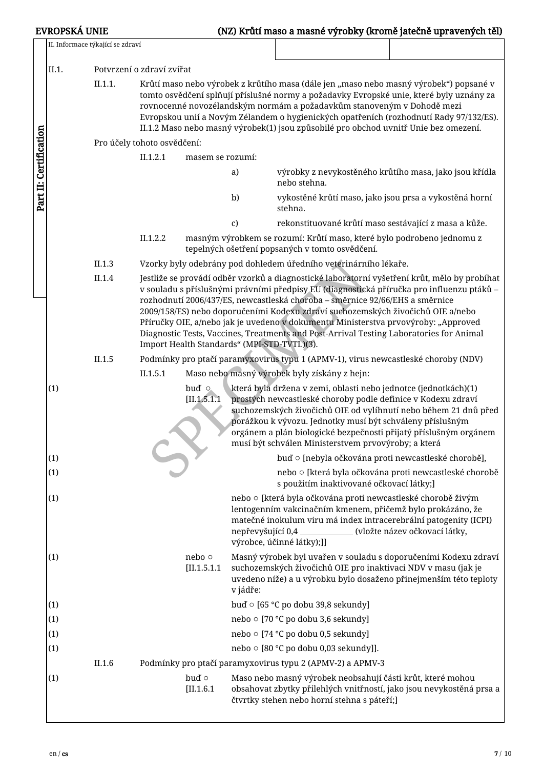II. Informace týkající se zdraví

Part II: Certification

**II.1.** Potvrzení o zdraví zvířat

**II.1.1.** Krůtí maso nebo výrobek z krůtího masa (dále jen „maso nebo masný výrobek“) popsané v tomto osvědčení splňují příslušné normy a požadavky Evropské unie, které byly uznány za rovnocenné novozélandským normám a požadavkům stanoveným v Dohodě mezi Evropskou unií a Novým Zélandem o hygienických opatřeních (rozhodnutí Rady 97/132/ES). II.1.2 Maso nebo masný výrobek(1) jsou způsobilé pro obchod uvnitř Unie bez omezení.

Pro účely tohoto osvědčení:

II.1.2.1 masem se rozumí:

a) výrobky z nevykostěného krůtího masa, jako jsou křídla nebo stehna.

b) vykostěné krůtí maso, jako jsou prsa a vykostěná horní stehna.

c) rekonstituované krůtí maso sestávající z masa a kůže.

II.1.2.2 masným výrobkem se rozumí: Krůtí maso, které bylo podrobeno jednomu z tepelných ošetření popsaných v tomto osvědčení.

**II.1.3** Vzorky byly odebrány pod dohledem úředního veterinárního lékaře.

**II.1.4** Jestliže se provádí odběr vzorků a diagnostické laboratorní vyšetření krůt, mělo by probíhat v souladu s příslušnými právními předpisy EU (diagnostická příručka pro influenzu ptáků – rozhodnutí 2006/437/ES, newcastleská choroba – směrnice 92/66/EHS a směrnice 2009/158/ES) nebo doporučeními Kodexu zdraví suchozemských živočichů OIE a/nebo Příručky OIE, a/nebo jak je uvedeno v dokumentu Ministerstva prvovýroby: „Approved Diagnostic Tests, Vaccines, Treatments and Post-Arrival Testing Laboratories for Animal Import Health Standards“ (MPI-STD-TVTL)(3).

**II.1.5** Podmínky pro ptačí paramyxovirus typu 1 (APMV-1), virus newcastleské choroby (NDV)

II.1.5.1 Maso nebo masný výrobek byly získány z hejn:

(1) buď ○ [II.1.5.1.1 která byla držena v zemi, oblasti nebo jednotce (jednotkách)(1) prostých newcastleské choroby podle definice v Kodexu zdraví suchozemských živočichů OIE od vylíhnutí nebo během 21 dnů před porážkou k vývozu. Jednotky musí být schváleny příslušným orgánem a plán biologické bezpečnosti přijatý příslušným orgánem musí být schválen Ministerstvem prvovýroby; a která

(1) buď ○ [nebyla očkována proti newcastleské chorobě],

(1) nebo ○ [která byla očkována proti newcastleské chorobě s použitím inaktivované očkovací látky;]

(1) nebo ○ [která byla očkována proti newcastleské chorobě živým lentogenním vakcinačním kmenem, přičemž bylo prokázáno, že mateční inokulum viru má index intracerebrální patogenity (ICPI) nepřevyšující 0,4 ______________ (vložte název očkovací látky, výrobce, účinné látky);]]

(1) nebo ○ [II.1.5.1.1 Masný výrobek byl uvařen v souladu s doporučeními Kodexu zdraví suchozemských živočichů OIE pro inaktivaci NDV v masu (jak je uvedeno níže) a u výrobku bylo dosaženo přinejmenším této teploty v jádře:

(1) buď ○ [65 °C po dobu 39,8 sekundy]

(1) nebo ○ [70 °C po dobu 3,6 sekundy]

(1) nebo ○ [74 °C po dobu 0,5 sekundy]

(1) nebo ○ [80 °C po dobu 0,03 sekundy]].

**II.1.6** Podmínky pro ptačí paramyxovirus typu 2 (APMV-2) a APMV-3

(1) buď ○ [II.1.6.1 Maso nebo masný výrobek neobsahují části krůt, které mohou obsahovat zbytky přilehlých vnitřností, jako jsou nevykostěná prsa a čtvrtky stehen nebo horní stehna s páteří;]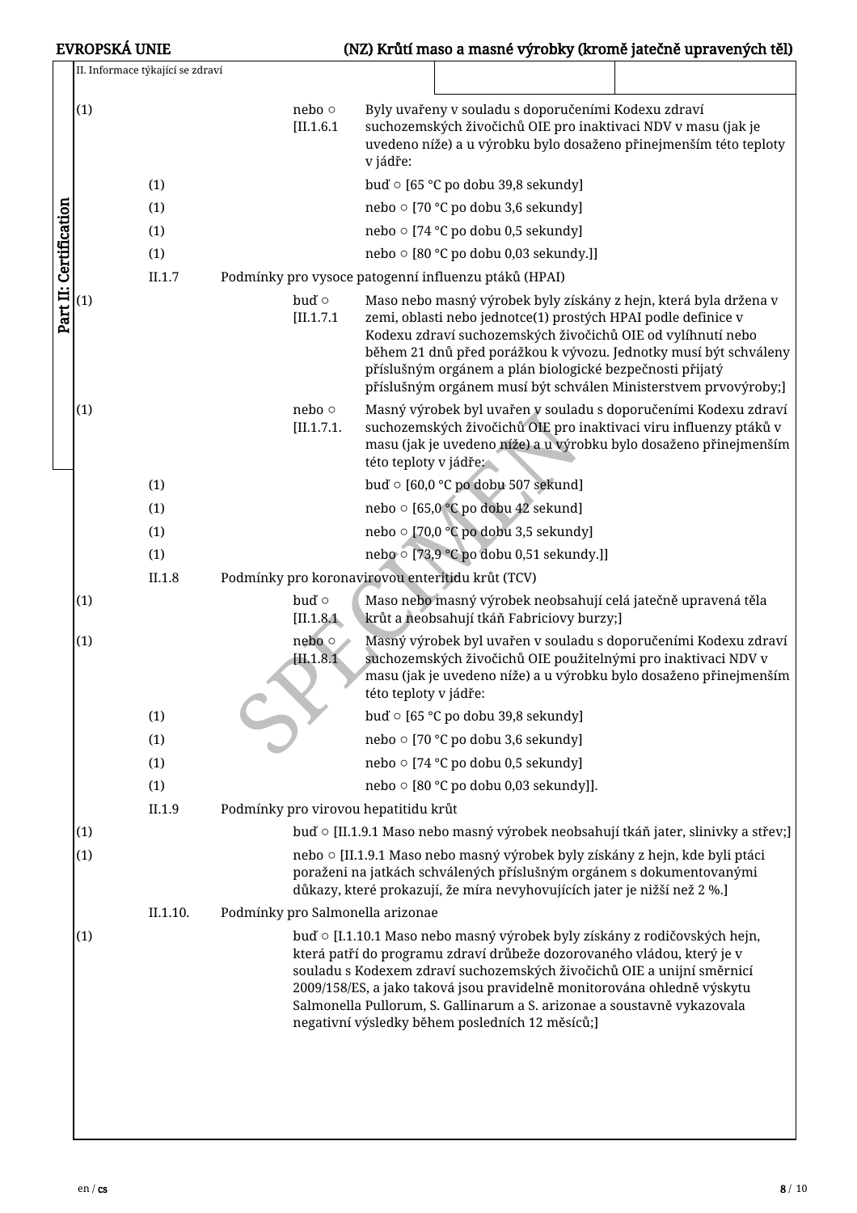II. Informace týkající se zdraví

| | | | | |
|---|---|---|---|---|
| (1) | | | nebo ○ [II.1.6.1 | Byly uvařeny v souladu s doporučeními Kodexu zdraví suchozemských živočichů OIE pro inaktivaci NDV v masu (jak je uvedeno níže) a u výrobku bylo dosaženo přinejmenším této teploty v jádře: |
| | (1) | | | buď ○ [65 °C po dobu 39,8 sekundy] |
| | (1) | | | nebo ○ [70 °C po dobu 3,6 sekundy] |
| | (1) | | | nebo ○ [74 °C po dobu 0,5 sekundy] |
| | (1) | | | nebo ○ [80 °C po dobu 0,03 sekundy.]] |
| | II.1.7 | Podmínky pro vysoce patogenní influenzu ptáků (HPAI) | | |
| (1) | | | buď ○ [II.1.7.1 | Maso nebo masný výrobek byly získány z hejn, která byla držena v zemi, oblasti nebo jednotce(1) prostých HPAI podle definice v Kodexu zdraví suchozemských živočichů OIE od vylíhnutí nebo během 21 dnů před porážkou k vývozu. Jednotky musí být schváleny příslušným orgánem a plán biologické bezpečnosti přijatý příslušným orgánem musí být schválen Ministerstvem prvovýroby;] |
| (1) | | | nebo ○ [II.1.7.1. | Masný výrobek byl uvařen v souladu s doporučeními Kodexu zdraví suchozemských živočichů OIE pro inaktivaci viru influenzy ptáků v masu (jak je uvedeno níže) a u výrobku bylo dosaženo přinejmenším této teploty v jádře: |
| | (1) | | | buď ○ [60,0 °C po dobu 507 sekund] |
| | (1) | | | nebo ○ [65,0 °C po dobu 42 sekund] |
| | (1) | | | nebo ○ [70,0 °C po dobu 3,5 sekundy] |
| | (1) | | | nebo ○ [73,9 °C po dobu 0,51 sekundy.]] |
| | II.1.8 | Podmínky pro koronavirovou enteritidu krůt (TCV) | | |
| (1) | | | buď ○ [II.1.8.1 | Maso nebo masný výrobek neobsahují celá jatečně upravená těla krůt a neobsahují tkáň Fabriciovy burzy;] |
| (1) | | | nebo ○ [II.1.8.1 | Masný výrobek byl uvařen v souladu s doporučeními Kodexu zdraví suchozemských živočichů OIE použitelnými pro inaktivaci NDV v masu (jak je uvedeno níže) a u výrobku bylo dosaženo přinejmenším této teploty v jádře: |
| | (1) | | | buď ○ [65 °C po dobu 39,8 sekundy] |
| | (1) | | | nebo ○ [70 °C po dobu 3,6 sekundy] |
| | (1) | | | nebo ○ [74 °C po dobu 0,5 sekundy] |
| | (1) | | | nebo ○ [80 °C po dobu 0,03 sekundy]]. |
| | II.1.9 | Podmínky pro virovou hepatitidu krůt | | |
| (1) | | | buď ○ [II.1.9.1 Maso nebo masný výrobek neobsahují tkáň jater, slinivky a střev;] | |
| (1) | | | nebo ○ [II.1.9.1 Maso nebo masný výrobek byly získány z hejn, kde byli ptáci poraženi na jatkách schválených příslušným orgánem s dokumentovanými důkazy, které prokazují, že míra nevyhovujících jater je nižší než 2 %.] | |
| | II.1.10. | Podmínky pro Salmonella arizonae | | |
| (1) | | | buď ○ [I.1.10.1 Maso nebo masný výrobek byly získány z rodičovských hejn, která patří do programu zdraví drůbeže dozorovaného vládou, který je v souladu s Kodexem zdraví suchozemských živočichů OIE a unijní směrnicí 2009/158/ES, a jako taková jsou pravidelně monitorována ohledně výskytu Salmonella Pullorum, S. Gallinarum a S. arizonae a soustavně vykazovala negativní výsledky během posledních 12 měsíců;] | |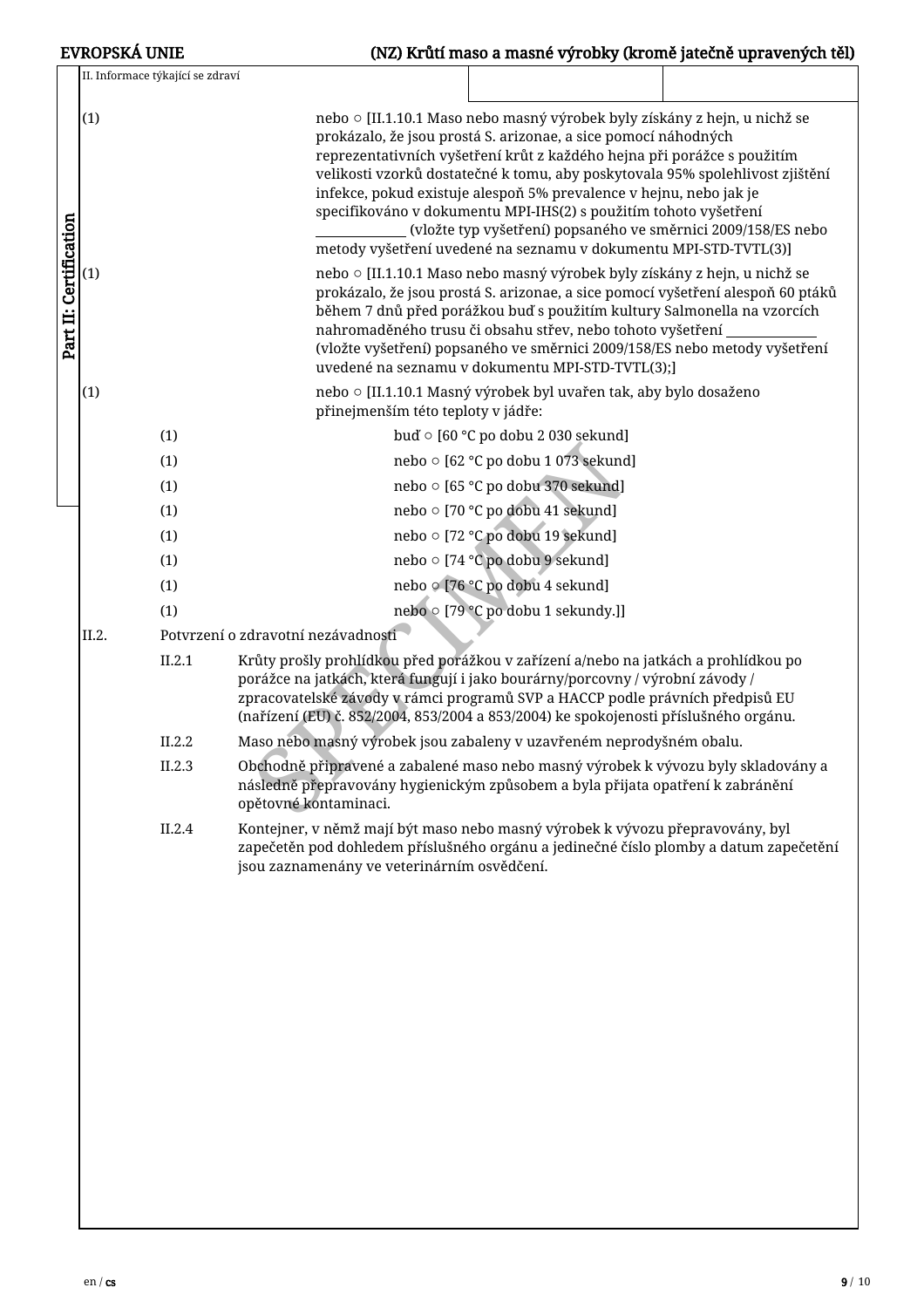II. Informace týkající se zdraví

(1) nebo ○ [II.1.10.1 Maso nebo masný výrobek byly získány z hejn, u nichž se prokázalo, že jsou prostá S. arizonae, a sice pomocí náhodných reprezentativních vyšetření krůt z každého hejna při porážce s použitím velikosti vzorků dostatečné k tomu, aby poskytovala 95% spolehlivost zjištění infekce, pokud existuje alespoň 5% prevalence v hejnu, nebo jak je specifikováno v dokumentu MPI-IHS(2) s použitím tohoto vyšetření ______________ (vložte typ vyšetření) popsaného ve směrnici 2009/158/ES nebo metody vyšetření uvedené na seznamu v dokumentu MPI-STD-TVTL(3)]

(1) nebo ○ [II.1.10.1 Maso nebo masný výrobek byly získány z hejn, u nichž se prokázalo, že jsou prostá S. arizonae, a sice pomocí vyšetření alespoň 60 ptáků během 7 dnů před porážkou buď s použitím kultury Salmonella na vzorcích nahromaděného trusu či obsahu střev, nebo tohoto vyšetření ______________ (vložte vyšetření) popsaného ve směrnici 2009/158/ES nebo metody vyšetření uvedené na seznamu v dokumentu MPI-STD-TVTL(3);]

(1) nebo ○ [II.1.10.1 Masný výrobek byl uvařen tak, aby bylo dosaženo přinejmenším této teploty v jádře:

- (1) buď ○ [60 °C po dobu 2 030 sekund]
- (1) nebo ○ [62 °C po dobu 1 073 sekund]
- (1) nebo ○ [65 °C po dobu 370 sekund]
- (1) nebo ○ [70 °C po dobu 41 sekund]
- (1) nebo ○ [72 °C po dobu 19 sekund]
- (1) nebo ○ [74 °C po dobu 9 sekund]
- (1) nebo ○ [76 °C po dobu 4 sekund]
- (1) nebo ○ [79 °C po dobu 1 sekundy.]]

II.2. Potvrzení o zdravotní nezávadnosti

II.2.1 Krůty prošly prohlídkou před porážkou v zařízení a/nebo na jatkách a prohlídkou po porážce na jatkách, která fungují i jako bourárny/porcovny / výrobní závody / zpracovatelské závody v rámci programů SVP a HACCP podle právních předpisů EU (nařízení (EU) č. 852/2004, 853/2004 a 853/2004) ke spokojenosti příslušného orgánu.

II.2.2 Maso nebo masný výrobek jsou zabaleny v uzavřeném neprodyšném obalu.

II.2.3 Obchodně připravené a zabalené maso nebo masný výrobek k vývozu byly skladovány a následně přepravovány hygienickým způsobem a byla přijata opatření k zabránění opětovné kontaminaci.

II.2.4 Kontejner, v němž mají být maso nebo masný výrobek k vývozu přepravovány, byl zapečetěn pod dohledem příslušného orgánu a jedinečné číslo plomby a datum zapečetění jsou zaznamenány ve veterinárním osvědčení.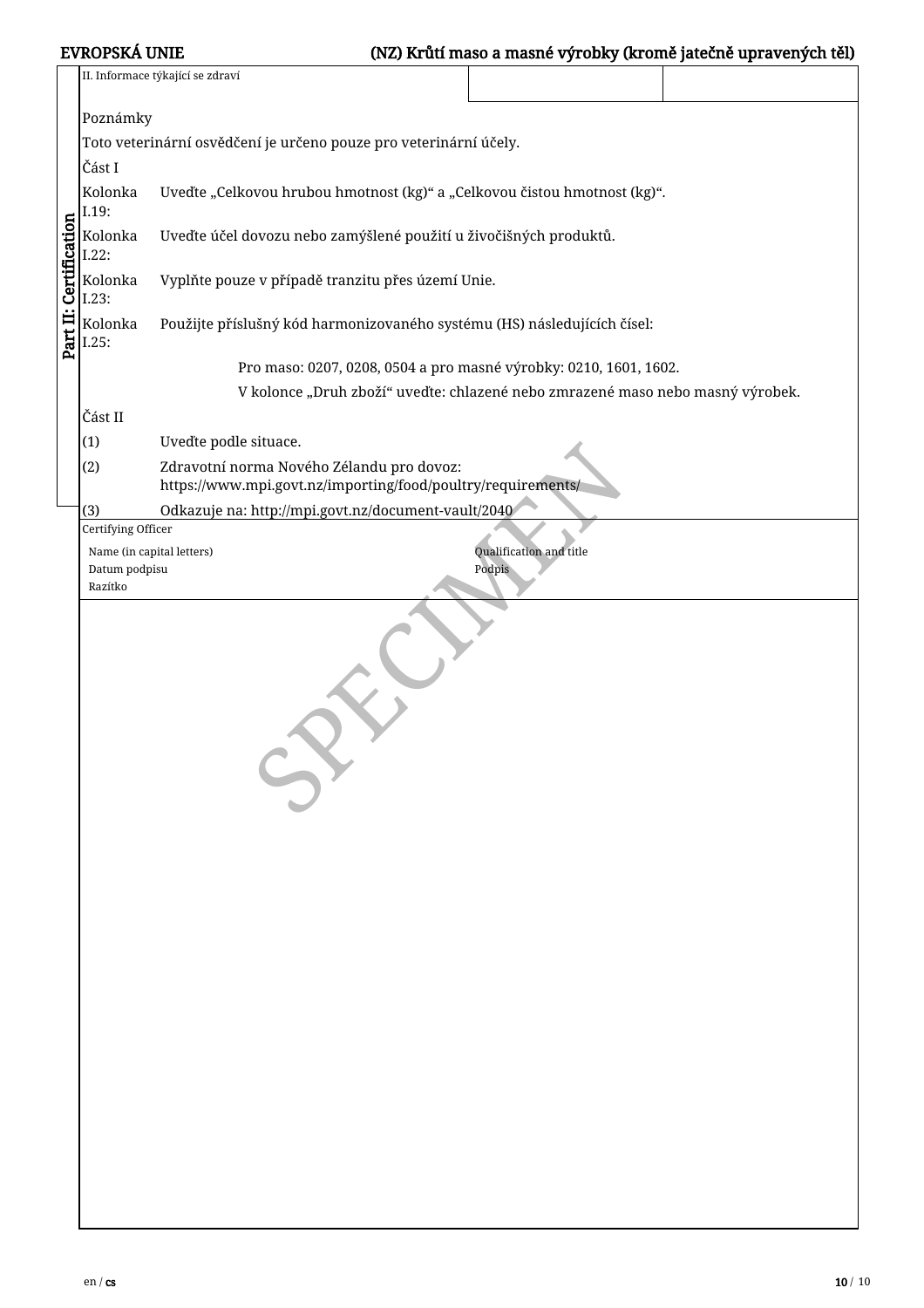II. Informace týkající se zdraví

Part II: Certification

Poznámky

Toto veterinární osvědčení je určeno pouze pro veterinární účely.

Část I

| | |
|---|---|
| Kolonka I.19: | Uveďte „Celkovou hrubou hmotnost (kg)“ a „Celkovou čistou hmotnost (kg)“. |
| Kolonka I.22: | Uveďte účel dovozu nebo zamýšlené použití u živočišných produktů. |
| Kolonka I.23: | Vyplňte pouze v případě tranzitu přes území Unie. |
| Kolonka I.25: | Použijte příslušný kód harmonizovaného systému (HS) následujících čísel: |

Pro maso: 0207, 0208, 0504 a pro masné výrobky: 0210, 1601, 1602.

V kolonce „Druh zboží“ uveďte: chlazené nebo zmrazené maso nebo masný výrobek.

Část II

| | |
|---|---|
| (1) | Uveďte podle situace. |
| (2) | Zdravotní norma Nového Zélandu pro dovoz: https://www.mpi.govt.nz/importing/food/poultry/requirements/ |
| (3) | Odkazuje na: http://mpi.govt.nz/document-vault/2040 |

Certifying Officer

| | |
|---|---|
| Name (in capital letters) | Qualification and title |
| Datum podpisu | Podpis |
| Razítko | |

SPECIMEN